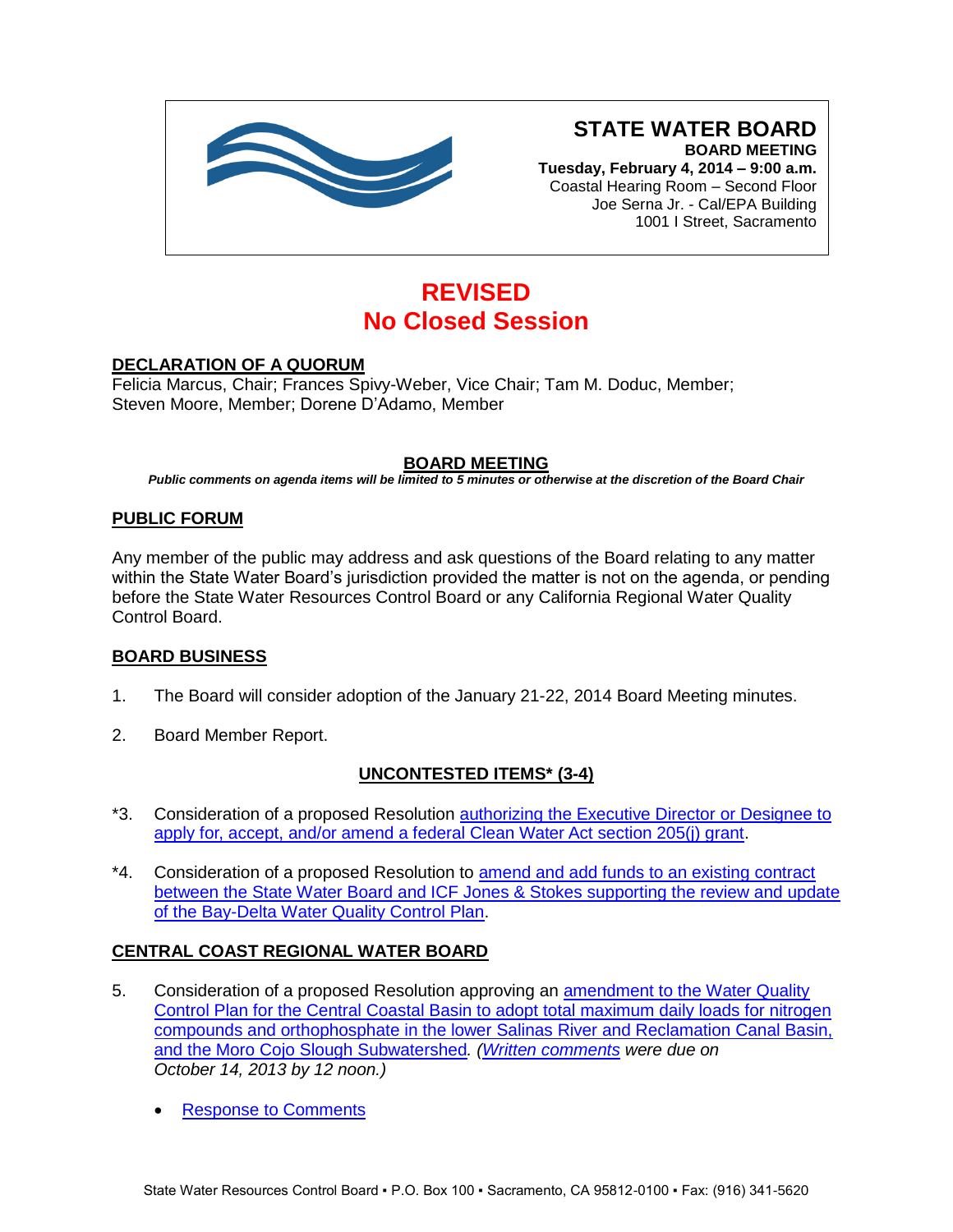# STATE WATER BOARD

**BOARD MEETING**
**Tuesday, February 4, 2014 – 9:00 a.m.**
Coastal Hearing Room – Second Floor
Joe Serna Jr. - Cal/EPA Building
1001 I Street, Sacramento

## REVISED
## No Closed Session

### DECLARATION OF A QUORUM

Felicia Marcus, Chair; Frances Spivy-Weber, Vice Chair; Tam M. Doduc, Member; Steven Moore, Member; Dorene D'Adamo, Member

### BOARD MEETING

***Public comments on agenda items will be limited to 5 minutes or otherwise at the discretion of the Board Chair***

### PUBLIC FORUM

Any member of the public may address and ask questions of the Board relating to any matter within the State Water Board's jurisdiction provided the matter is not on the agenda, or pending before the State Water Resources Control Board or any California Regional Water Quality Control Board.

### BOARD BUSINESS

1. The Board will consider adoption of the January 21-22, 2014 Board Meeting minutes.

2. Board Member Report.

### UNCONTESTED ITEMS* (3-4)

*3. Consideration of a proposed Resolution authorizing the Executive Director or Designee to apply for, accept, and/or amend a federal Clean Water Act section 205(j) grant.

*4. Consideration of a proposed Resolution to amend and add funds to an existing contract between the State Water Board and ICF Jones & Stokes supporting the review and update of the Bay-Delta Water Quality Control Plan.

### CENTRAL COAST REGIONAL WATER BOARD

5. Consideration of a proposed Resolution approving an amendment to the Water Quality Control Plan for the Central Coastal Basin to adopt total maximum daily loads for nitrogen compounds and orthophosphate in the lower Salinas River and Reclamation Canal Basin, and the Moro Cojo Slough Subwatershed*. (Written comments were due on October 14, 2013 by 12 noon.)*

   - Response to Comments

State Water Resources Control Board ▪ P.O. Box 100 ▪ Sacramento, CA 95812-0100 ▪ Fax: (916) 341-5620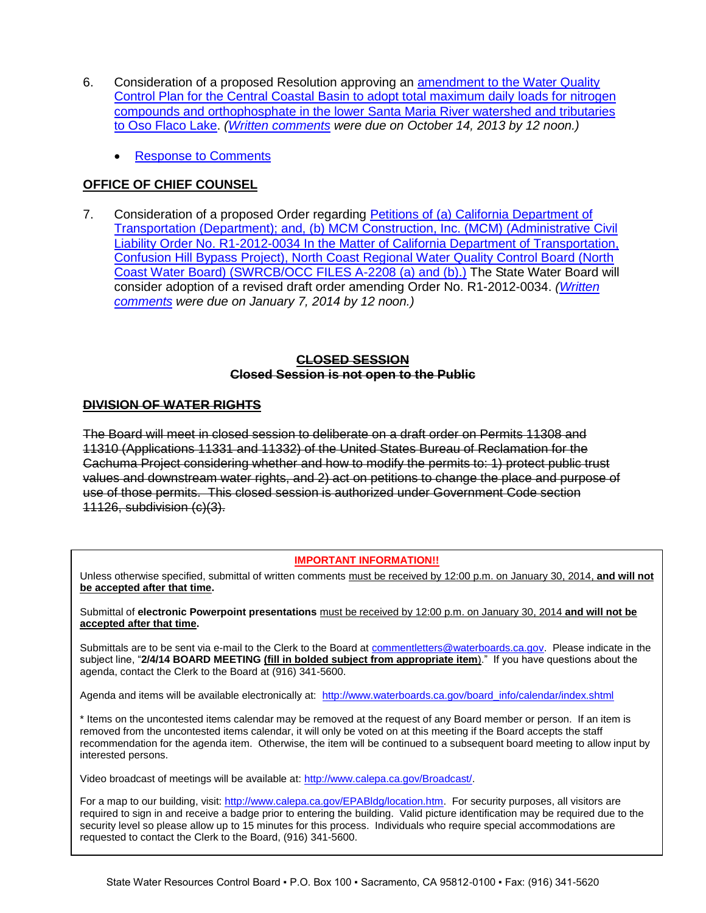6. Consideration of a proposed Resolution approving an amendment to the Water Quality Control Plan for the Central Coastal Basin to adopt total maximum daily loads for nitrogen compounds and orthophosphate in the lower Santa Maria River watershed and tributaries to Oso Flaco Lake. *(Written comments were due on October 14, 2013 by 12 noon.)*

   - Response to Comments

## OFFICE OF CHIEF COUNSEL

7. Consideration of a proposed Order regarding Petitions of (a) California Department of Transportation (Department); and, (b) MCM Construction, Inc. (MCM) (Administrative Civil Liability Order No. R1-2012-0034 In the Matter of California Department of Transportation, Confusion Hill Bypass Project), North Coast Regional Water Quality Control Board (North Coast Water Board) (SWRCB/OCC FILES A-2208 (a) and (b).) The State Water Board will consider adoption of a revised draft order amending Order No. R1-2012-0034. *(Written comments were due on January 7, 2014 by 12 noon.)*

## ~~CLOSED SESSION~~
**~~Closed Session is not open to the Public~~**

## ~~DIVISION OF WATER RIGHTS~~

~~The Board will meet in closed session to deliberate on a draft order on Permits 11308 and 11310 (Applications 11331 and 11332) of the United States Bureau of Reclamation for the Cachuma Project considering whether and how to modify the permits to: 1) protect public trust values and downstream water rights, and 2) act on petitions to change the place and purpose of use of those permits. This closed session is authorized under Government Code section 11126, subdivision (c)(3).~~

**IMPORTANT INFORMATION!!**

Unless otherwise specified, submittal of written comments must be received by 12:00 p.m. on January 30, 2014, **and will not be accepted after that time.**

Submittal of **electronic Powerpoint presentations** must be received by 12:00 p.m. on January 30, 2014 **and will not be accepted after that time.**

Submittals are to be sent via e-mail to the Clerk to the Board at commentletters@waterboards.ca.gov. Please indicate in the subject line, "**2/4/14 BOARD MEETING (fill in bolded subject from appropriate item)**." If you have questions about the agenda, contact the Clerk to the Board at (916) 341-5600.

Agenda and items will be available electronically at: http://www.waterboards.ca.gov/board_info/calendar/index.shtml

* Items on the uncontested items calendar may be removed at the request of any Board member or person. If an item is removed from the uncontested items calendar, it will only be voted on at this meeting if the Board accepts the staff recommendation for the agenda item. Otherwise, the item will be continued to a subsequent board meeting to allow input by interested persons.

Video broadcast of meetings will be available at: http://www.calepa.ca.gov/Broadcast/.

For a map to our building, visit: http://www.calepa.ca.gov/EPABldg/location.htm. For security purposes, all visitors are required to sign in and receive a badge prior to entering the building. Valid picture identification may be required due to the security level so please allow up to 15 minutes for this process. Individuals who require special accommodations are requested to contact the Clerk to the Board, (916) 341-5600.

State Water Resources Control Board ▪ P.O. Box 100 ▪ Sacramento, CA 95812-0100 ▪ Fax: (916) 341-5620